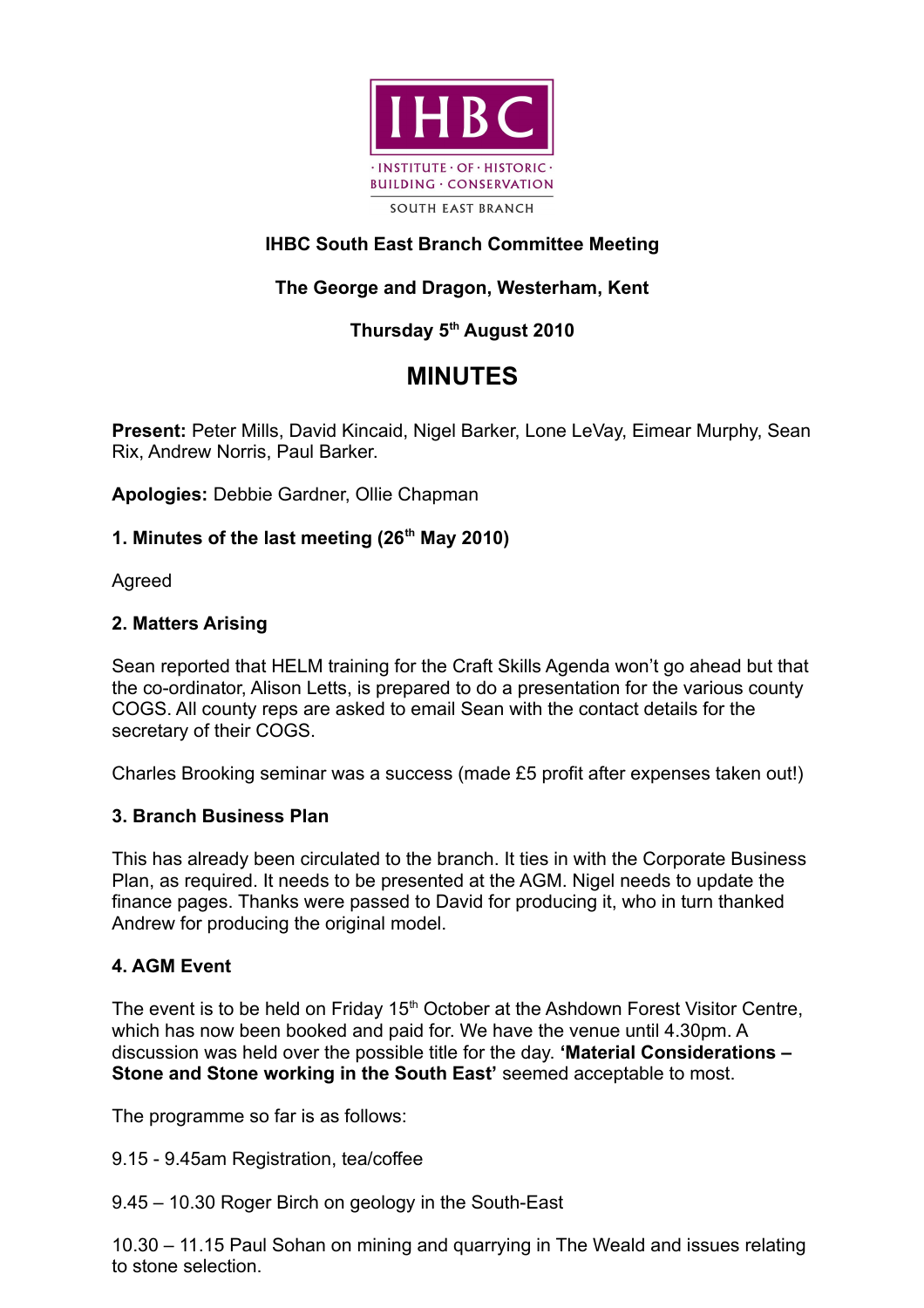IHBC
· INSTITUTE · OF · HISTORIC ·
BUILDING · CONSERVATION
SOUTH EAST BRANCH

**IHBC South East Branch Committee Meeting**

**The George and Dragon, Westerham, Kent**

**Thursday 5th August 2010**

# MINUTES

**Present:** Peter Mills, David Kincaid, Nigel Barker, Lone LeVay, Eimear Murphy, Sean Rix, Andrew Norris, Paul Barker.

**Apologies:** Debbie Gardner, Ollie Chapman

### 1. Minutes of the last meeting (26th May 2010)

Agreed

### 2. Matters Arising

Sean reported that HELM training for the Craft Skills Agenda won't go ahead but that the co-ordinator, Alison Letts, is prepared to do a presentation for the various county COGS. All county reps are asked to email Sean with the contact details for the secretary of their COGS.

Charles Brooking seminar was a success (made £5 profit after expenses taken out!)

### 3. Branch Business Plan

This has already been circulated to the branch. It ties in with the Corporate Business Plan, as required. It needs to be presented at the AGM. Nigel needs to update the finance pages. Thanks were passed to David for producing it, who in turn thanked Andrew for producing the original model.

### 4. AGM Event

The event is to be held on Friday 15th October at the Ashdown Forest Visitor Centre, which has now been booked and paid for. We have the venue until 4.30pm. A discussion was held over the possible title for the day. **'Material Considerations – Stone and Stone working in the South East'** seemed acceptable to most.

The programme so far is as follows:

9.15 - 9.45am Registration, tea/coffee

9.45 – 10.30 Roger Birch on geology in the South-East

10.30 – 11.15 Paul Sohan on mining and quarrying in The Weald and issues relating to stone selection.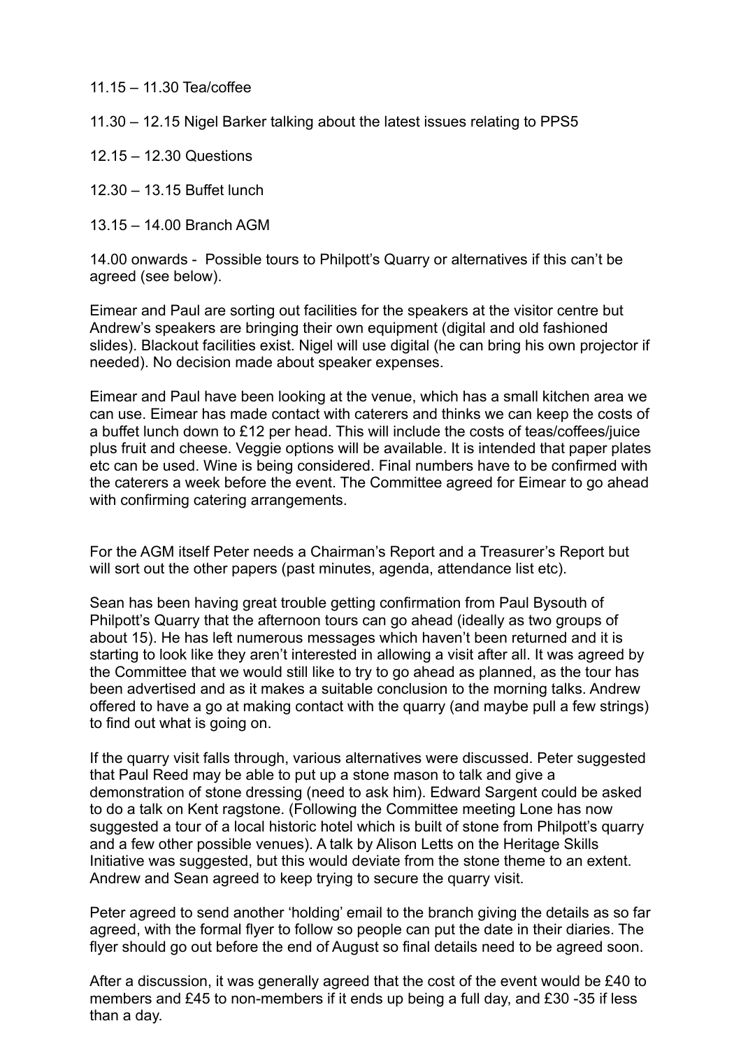11.15 – 11.30 Tea/coffee

11.30 – 12.15 Nigel Barker talking about the latest issues relating to PPS5

12.15 – 12.30 Questions

12.30 – 13.15 Buffet lunch

13.15 – 14.00 Branch AGM

14.00 onwards - Possible tours to Philpott's Quarry or alternatives if this can't be agreed (see below).

Eimear and Paul are sorting out facilities for the speakers at the visitor centre but Andrew's speakers are bringing their own equipment (digital and old fashioned slides). Blackout facilities exist. Nigel will use digital (he can bring his own projector if needed). No decision made about speaker expenses.

Eimear and Paul have been looking at the venue, which has a small kitchen area we can use. Eimear has made contact with caterers and thinks we can keep the costs of a buffet lunch down to £12 per head. This will include the costs of teas/coffees/juice plus fruit and cheese. Veggie options will be available. It is intended that paper plates etc can be used. Wine is being considered. Final numbers have to be confirmed with the caterers a week before the event. The Committee agreed for Eimear to go ahead with confirming catering arrangements.

For the AGM itself Peter needs a Chairman's Report and a Treasurer's Report but will sort out the other papers (past minutes, agenda, attendance list etc).

Sean has been having great trouble getting confirmation from Paul Bysouth of Philpott's Quarry that the afternoon tours can go ahead (ideally as two groups of about 15). He has left numerous messages which haven't been returned and it is starting to look like they aren't interested in allowing a visit after all. It was agreed by the Committee that we would still like to try to go ahead as planned, as the tour has been advertised and as it makes a suitable conclusion to the morning talks. Andrew offered to have a go at making contact with the quarry (and maybe pull a few strings) to find out what is going on.

If the quarry visit falls through, various alternatives were discussed. Peter suggested that Paul Reed may be able to put up a stone mason to talk and give a demonstration of stone dressing (need to ask him). Edward Sargent could be asked to do a talk on Kent ragstone. (Following the Committee meeting Lone has now suggested a tour of a local historic hotel which is built of stone from Philpott's quarry and a few other possible venues). A talk by Alison Letts on the Heritage Skills Initiative was suggested, but this would deviate from the stone theme to an extent. Andrew and Sean agreed to keep trying to secure the quarry visit.

Peter agreed to send another 'holding' email to the branch giving the details as so far agreed, with the formal flyer to follow so people can put the date in their diaries. The flyer should go out before the end of August so final details need to be agreed soon.

After a discussion, it was generally agreed that the cost of the event would be £40 to members and £45 to non-members if it ends up being a full day, and £30 -35 if less than a day.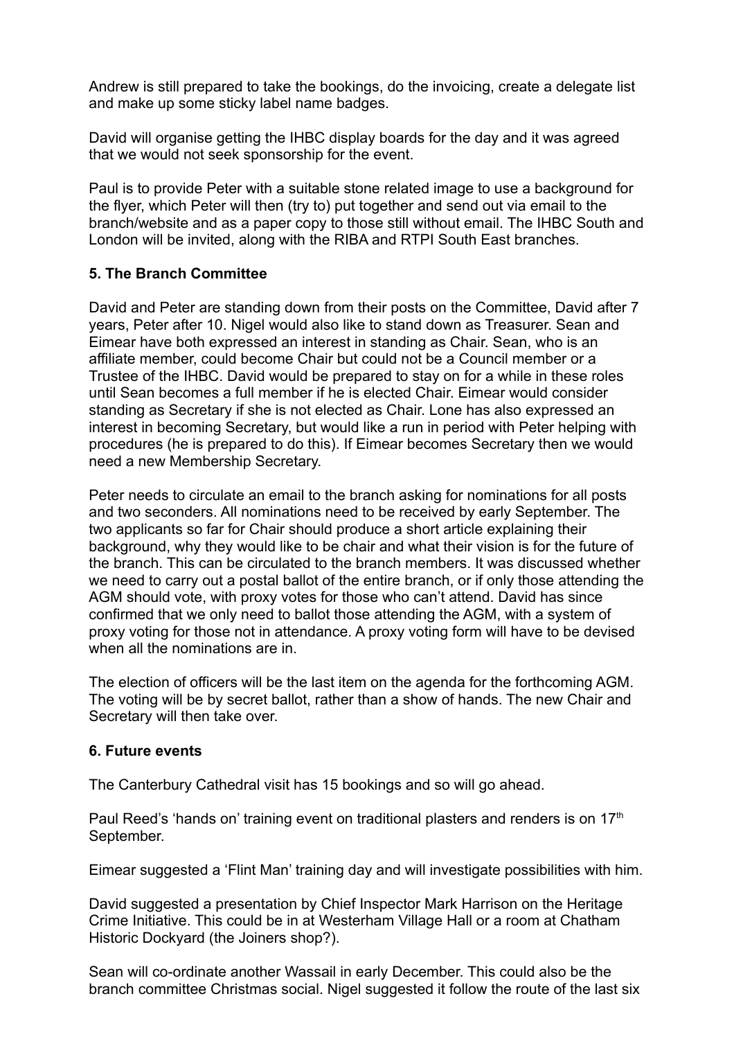Andrew is still prepared to take the bookings, do the invoicing, create a delegate list and make up some sticky label name badges.

David will organise getting the IHBC display boards for the day and it was agreed that we would not seek sponsorship for the event.

Paul is to provide Peter with a suitable stone related image to use a background for the flyer, which Peter will then (try to) put together and send out via email to the branch/website and as a paper copy to those still without email. The IHBC South and London will be invited, along with the RIBA and RTPI South East branches.

### 5. The Branch Committee

David and Peter are standing down from their posts on the Committee, David after 7 years, Peter after 10. Nigel would also like to stand down as Treasurer. Sean and Eimear have both expressed an interest in standing as Chair. Sean, who is an affiliate member, could become Chair but could not be a Council member or a Trustee of the IHBC. David would be prepared to stay on for a while in these roles until Sean becomes a full member if he is elected Chair. Eimear would consider standing as Secretary if she is not elected as Chair. Lone has also expressed an interest in becoming Secretary, but would like a run in period with Peter helping with procedures (he is prepared to do this). If Eimear becomes Secretary then we would need a new Membership Secretary.

Peter needs to circulate an email to the branch asking for nominations for all posts and two seconders. All nominations need to be received by early September. The two applicants so far for Chair should produce a short article explaining their background, why they would like to be chair and what their vision is for the future of the branch. This can be circulated to the branch members. It was discussed whether we need to carry out a postal ballot of the entire branch, or if only those attending the AGM should vote, with proxy votes for those who can't attend. David has since confirmed that we only need to ballot those attending the AGM, with a system of proxy voting for those not in attendance. A proxy voting form will have to be devised when all the nominations are in.

The election of officers will be the last item on the agenda for the forthcoming AGM. The voting will be by secret ballot, rather than a show of hands. The new Chair and Secretary will then take over.

### 6. Future events

The Canterbury Cathedral visit has 15 bookings and so will go ahead.

Paul Reed's 'hands on' training event on traditional plasters and renders is on 17th September.

Eimear suggested a 'Flint Man' training day and will investigate possibilities with him.

David suggested a presentation by Chief Inspector Mark Harrison on the Heritage Crime Initiative. This could be in at Westerham Village Hall or a room at Chatham Historic Dockyard (the Joiners shop?).

Sean will co-ordinate another Wassail in early December. This could also be the branch committee Christmas social. Nigel suggested it follow the route of the last six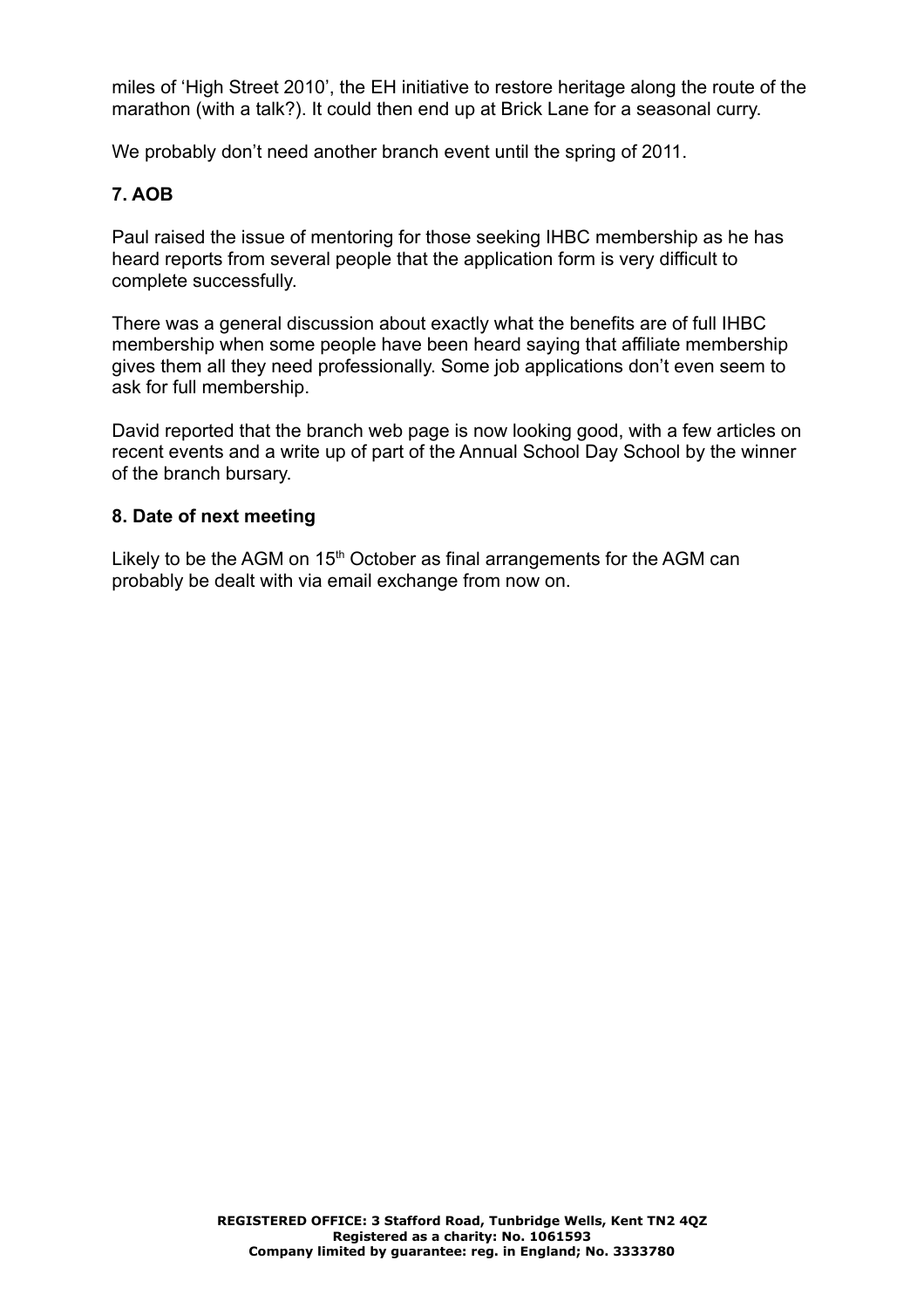miles of 'High Street 2010', the EH initiative to restore heritage along the route of the marathon (with a talk?). It could then end up at Brick Lane for a seasonal curry.

We probably don't need another branch event until the spring of 2011.

### 7. AOB

Paul raised the issue of mentoring for those seeking IHBC membership as he has heard reports from several people that the application form is very difficult to complete successfully.

There was a general discussion about exactly what the benefits are of full IHBC membership when some people have been heard saying that affiliate membership gives them all they need professionally. Some job applications don't even seem to ask for full membership.

David reported that the branch web page is now looking good, with a few articles on recent events and a write up of part of the Annual School Day School by the winner of the branch bursary.

### 8. Date of next meeting

Likely to be the AGM on 15th October as final arrangements for the AGM can probably be dealt with via email exchange from now on.

**REGISTERED OFFICE: 3 Stafford Road, Tunbridge Wells, Kent TN2 4QZ**
**Registered as a charity: No. 1061593**
**Company limited by guarantee: reg. in England; No. 3333780**